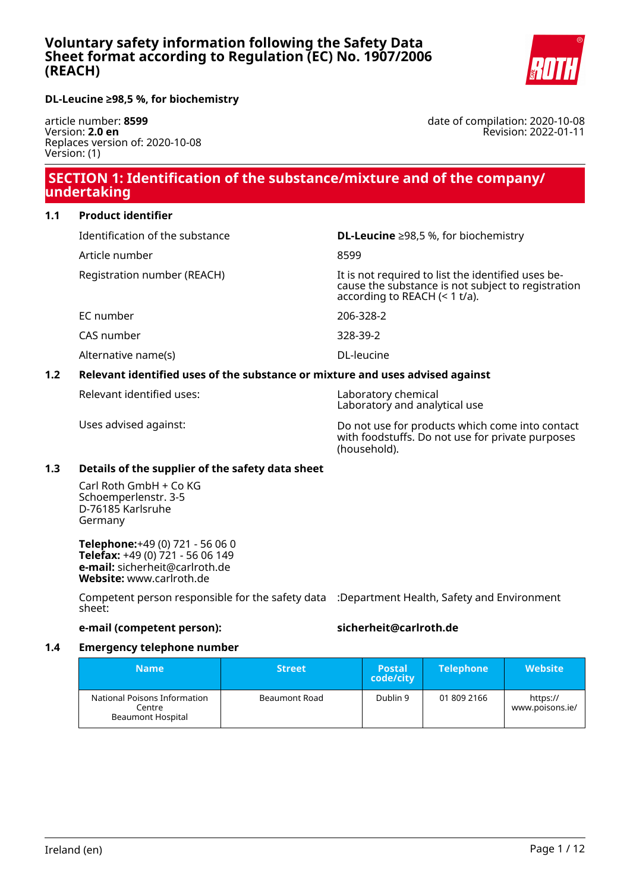# Voluntary safety information following the Safety Data Sheet format according to Regulation (EC) No. 1907/2006 (REACH)

**DL-Leucine ≥98,5 %, for biochemistry**

article number: **8599**
Version: **2.0 en**
Replaces version of: 2020-10-08
Version: (1)

date of compilation: 2020-10-08
Revision: 2022-01-11

## SECTION 1: Identification of the substance/mixture and of the company/undertaking

### 1.1 Product identifier

| | |
|---|---|
| Identification of the substance | **DL-Leucine** ≥98,5 %, for biochemistry |
| Article number | 8599 |
| Registration number (REACH) | It is not required to list the identified uses because the substance is not subject to registration according to REACH (< 1 t/a). |
| EC number | 206-328-2 |
| CAS number | 328-39-2 |
| Alternative name(s) | DL-leucine |

### 1.2 Relevant identified uses of the substance or mixture and uses advised against

| | |
|---|---|
| Relevant identified uses: | Laboratory chemical<br>Laboratory and analytical use |
| Uses advised against: | Do not use for products which come into contact with foodstuffs. Do not use for private purposes (household). |

### 1.3 Details of the supplier of the safety data sheet

Carl Roth GmbH + Co KG
Schoemperlenstr. 3-5
D-76185 Karlsruhe
Germany

**Telephone:**+49 (0) 721 - 56 06 0
**Telefax:** +49 (0) 721 - 56 06 149
**e-mail:** sicherheit@carlroth.de
**Website:** www.carlroth.de

Competent person responsible for the safety data sheet: :Department Health, Safety and Environment

**e-mail (competent person):** **sicherheit@carlroth.de**

### 1.4 Emergency telephone number

| Name | Street | Postal code/city | Telephone | Website |
|---|---|---|---|---|
| National Poisons Information Centre<br>Beaumont Hospital | Beaumont Road | Dublin 9 | 01 809 2166 | https://www.poisons.ie/ |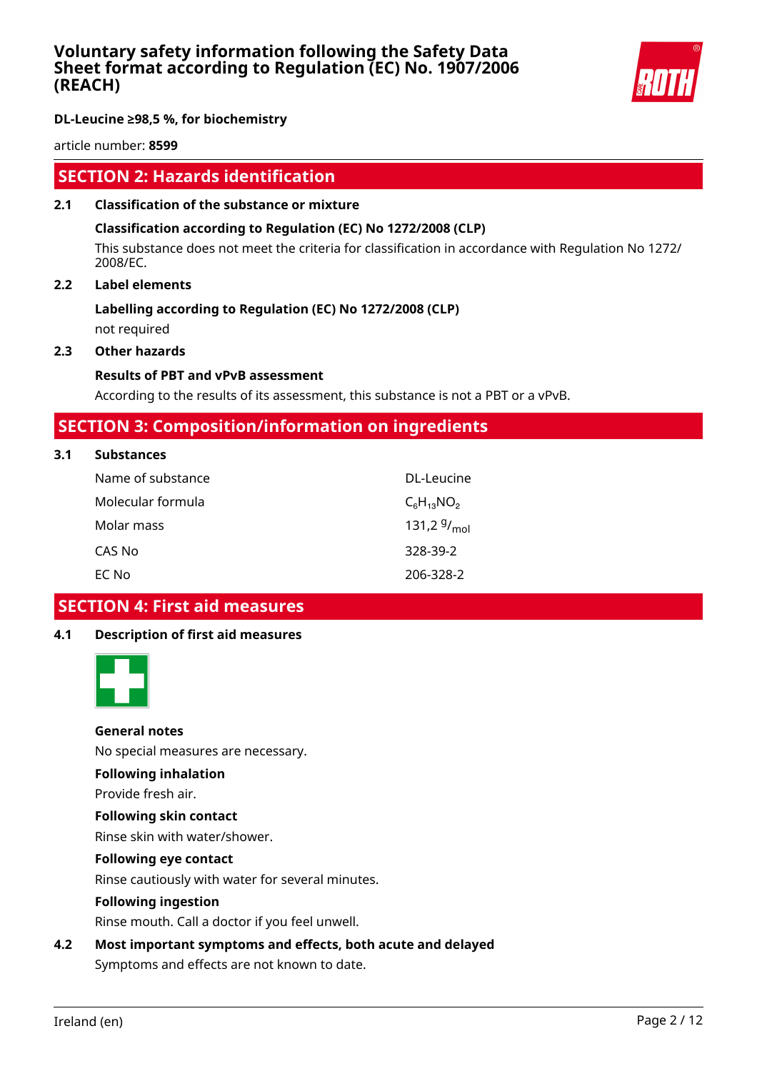## SECTION 2: Hazards identification

### 2.1 Classification of the substance or mixture

**Classification according to Regulation (EC) No 1272/2008 (CLP)**

This substance does not meet the criteria for classification in accordance with Regulation No 1272/2008/EC.

### 2.2 Label elements

**Labelling according to Regulation (EC) No 1272/2008 (CLP)**

not required

### 2.3 Other hazards

**Results of PBT and vPvB assessment**

According to the results of its assessment, this substance is not a PBT or a vPvB.

## SECTION 3: Composition/information on ingredients

### 3.1 Substances

| | |
|---|---|
| Name of substance | DL-Leucine |
| Molecular formula | $C_6H_{13}NO_2$ |
| Molar mass | 131,2 $^{g}/_{mol}$ |
| CAS No | 328-39-2 |
| EC No | 206-328-2 |

## SECTION 4: First aid measures

### 4.1 Description of first aid measures

**General notes**

No special measures are necessary.

**Following inhalation**

Provide fresh air.

**Following skin contact**

Rinse skin with water/shower.

**Following eye contact**

Rinse cautiously with water for several minutes.

**Following ingestion**

Rinse mouth. Call a doctor if you feel unwell.

### 4.2 Most important symptoms and effects, both acute and delayed

Symptoms and effects are not known to date.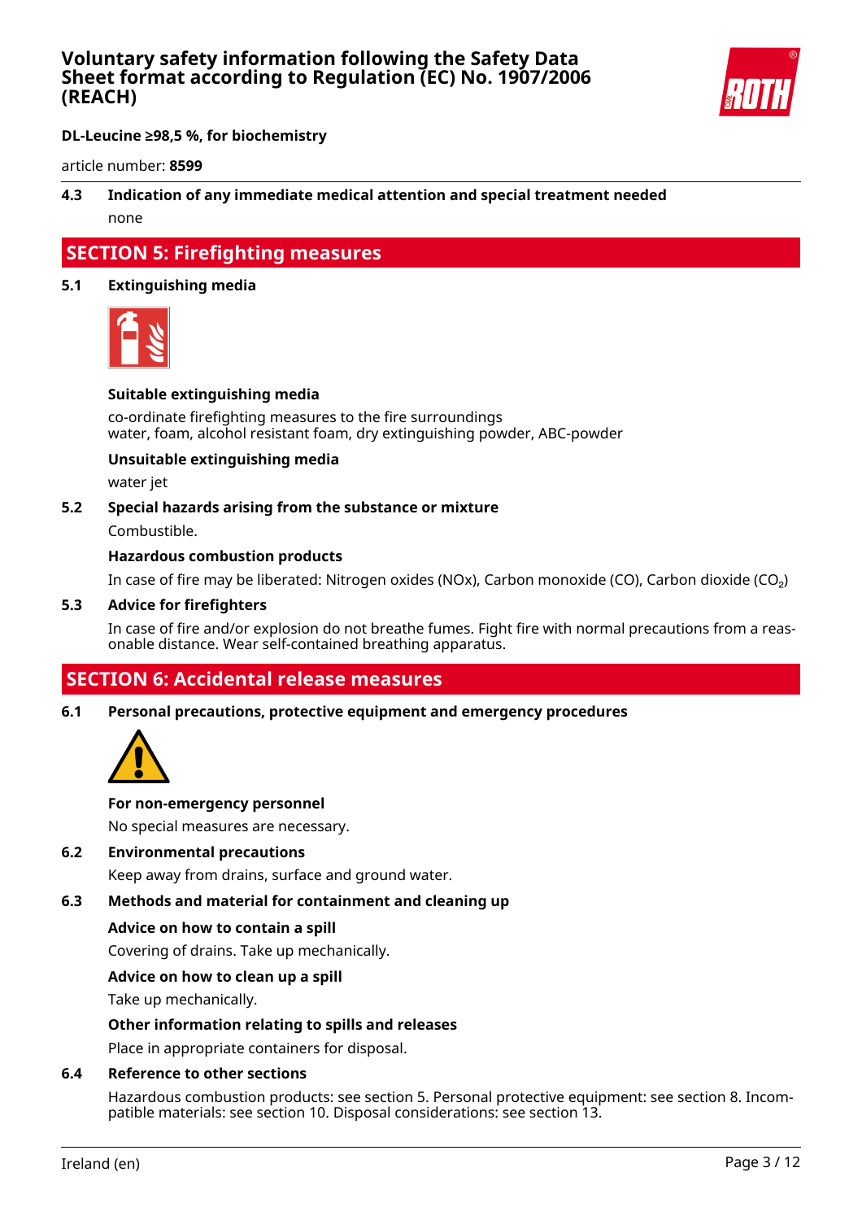### 4.3 Indication of any immediate medical attention and special treatment needed

none

## SECTION 5: Firefighting measures

### 5.1 Extinguishing media

**Suitable extinguishing media**

co-ordinate firefighting measures to the fire surroundings
water, foam, alcohol resistant foam, dry extinguishing powder, ABC-powder

**Unsuitable extinguishing media**

water jet

### 5.2 Special hazards arising from the substance or mixture

Combustible.

**Hazardous combustion products**

In case of fire may be liberated: Nitrogen oxides (NOx), Carbon monoxide (CO), Carbon dioxide ($CO_2$)

### 5.3 Advice for firefighters

In case of fire and/or explosion do not breathe fumes. Fight fire with normal precautions from a reasonable distance. Wear self-contained breathing apparatus.

## SECTION 6: Accidental release measures

### 6.1 Personal precautions, protective equipment and emergency procedures

**For non-emergency personnel**

No special measures are necessary.

### 6.2 Environmental precautions

Keep away from drains, surface and ground water.

### 6.3 Methods and material for containment and cleaning up

**Advice on how to contain a spill**

Covering of drains. Take up mechanically.

**Advice on how to clean up a spill**

Take up mechanically.

**Other information relating to spills and releases**

Place in appropriate containers for disposal.

### 6.4 Reference to other sections

Hazardous combustion products: see section 5. Personal protective equipment: see section 8. Incompatible materials: see section 10. Disposal considerations: see section 13.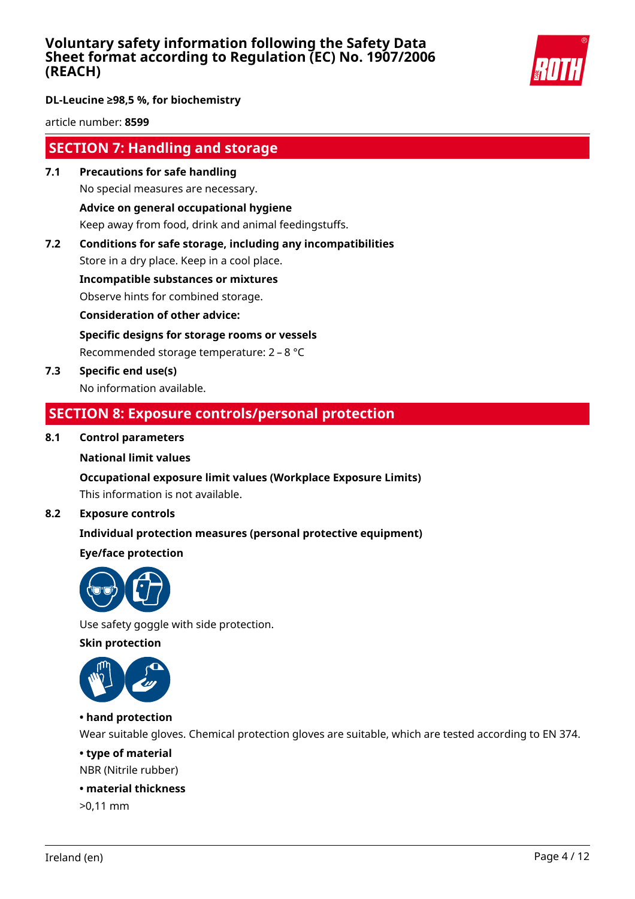## SECTION 7: Handling and storage

**7.1 Precautions for safe handling**

No special measures are necessary.

**Advice on general occupational hygiene**

Keep away from food, drink and animal feedingstuffs.

**7.2 Conditions for safe storage, including any incompatibilities**

Store in a dry place. Keep in a cool place.

**Incompatible substances or mixtures**

Observe hints for combined storage.

**Consideration of other advice:**

**Specific designs for storage rooms or vessels**

Recommended storage temperature: 2 – 8 °C

**7.3 Specific end use(s)**

No information available.

## SECTION 8: Exposure controls/personal protection

**8.1 Control parameters**

**National limit values**

**Occupational exposure limit values (Workplace Exposure Limits)**

This information is not available.

**8.2 Exposure controls**

**Individual protection measures (personal protective equipment)**

**Eye/face protection**

Use safety goggle with side protection.

**Skin protection**

**• hand protection**

Wear suitable gloves. Chemical protection gloves are suitable, which are tested according to EN 374.

**• type of material**

NBR (Nitrile rubber)

**• material thickness**

>0,11 mm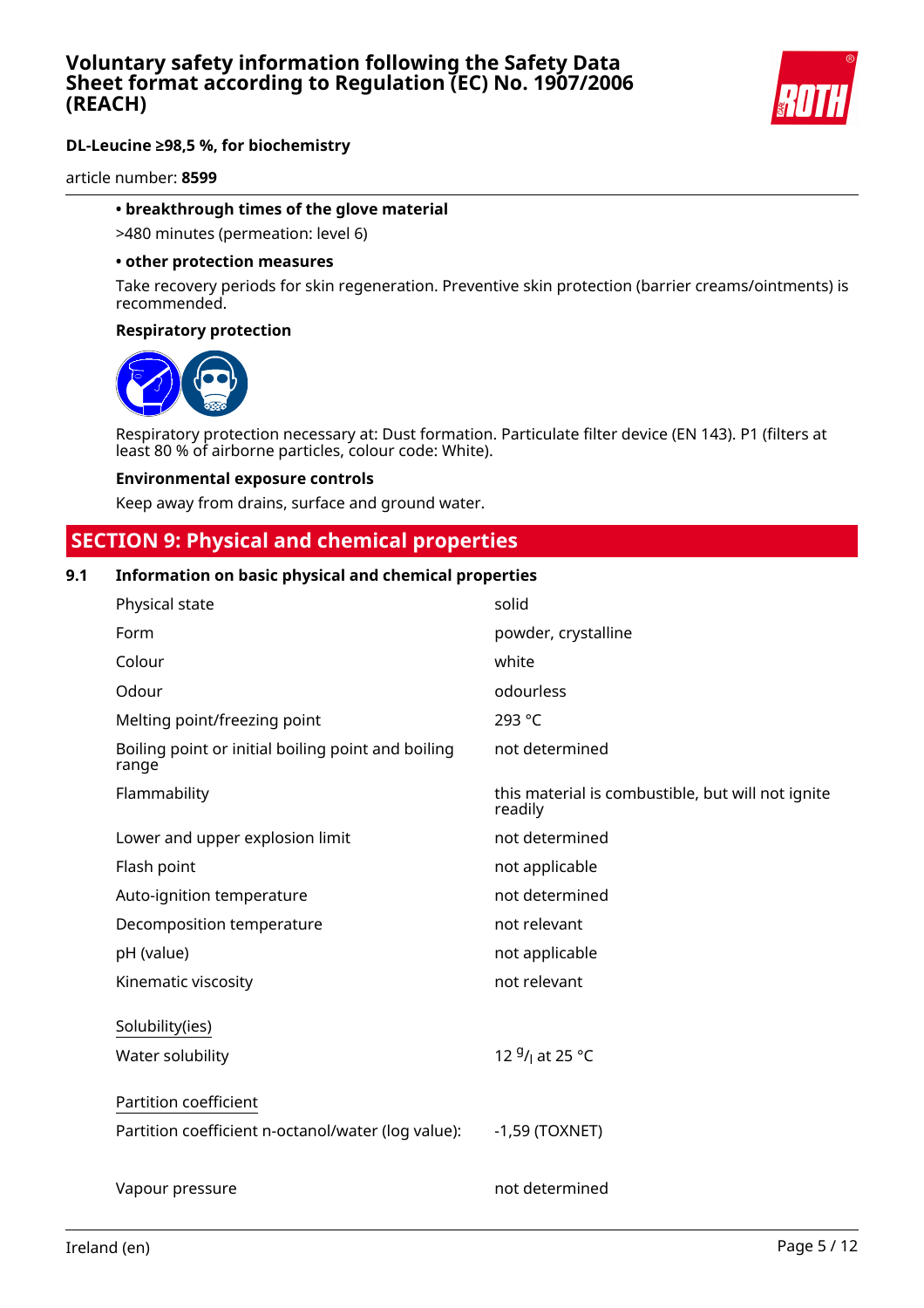**• breakthrough times of the glove material**

>480 minutes (permeation: level 6)

**• other protection measures**

Take recovery periods for skin regeneration. Preventive skin protection (barrier creams/ointments) is recommended.

**Respiratory protection**

Respiratory protection necessary at: Dust formation. Particulate filter device (EN 143). P1 (filters at least 80 % of airborne particles, colour code: White).

**Environmental exposure controls**

Keep away from drains, surface and ground water.

## SECTION 9: Physical and chemical properties

### 9.1 Information on basic physical and chemical properties

| | |
|---|---|
| Physical state | solid |
| Form | powder, crystalline |
| Colour | white |
| Odour | odourless |
| Melting point/freezing point | 293 °C |
| Boiling point or initial boiling point and boiling range | not determined |
| Flammability | this material is combustible, but will not ignite readily |
| Lower and upper explosion limit | not determined |
| Flash point | not applicable |
| Auto-ignition temperature | not determined |
| Decomposition temperature | not relevant |
| pH (value) | not applicable |
| Kinematic viscosity | not relevant |
| Solubility(ies) | |
| Water solubility | 12 $^{g}/_{l}$ at 25 °C |
| Partition coefficient | |
| Partition coefficient n-octanol/water (log value): | -1,59 (TOXNET) |
| Vapour pressure | not determined |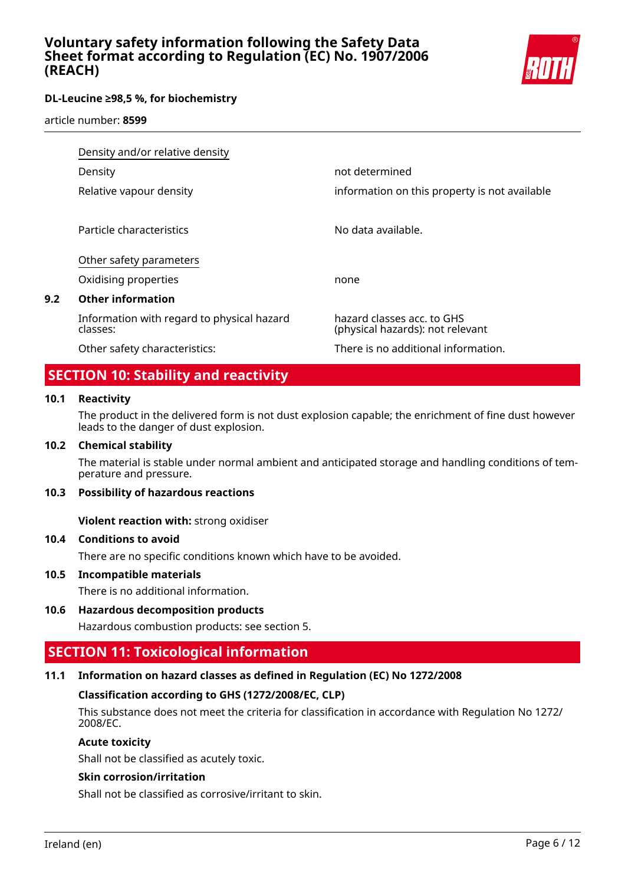| | |
|---|---|
| Density and/or relative density | |
| Density | not determined |
| Relative vapour density | information on this property is not available |
| Particle characteristics | No data available. |
| Other safety parameters | |
| Oxidising properties | none |

**9.2 Other information**

| | |
|---|---|
| Information with regard to physical hazard classes: | hazard classes acc. to GHS (physical hazards): not relevant |
| Other safety characteristics: | There is no additional information. |

## SECTION 10: Stability and reactivity

**10.1 Reactivity**

The product in the delivered form is not dust explosion capable; the enrichment of fine dust however leads to the danger of dust explosion.

**10.2 Chemical stability**

The material is stable under normal ambient and anticipated storage and handling conditions of temperature and pressure.

**10.3 Possibility of hazardous reactions**

**Violent reaction with:** strong oxidiser

**10.4 Conditions to avoid**

There are no specific conditions known which have to be avoided.

**10.5 Incompatible materials**

There is no additional information.

**10.6 Hazardous decomposition products**

Hazardous combustion products: see section 5.

## SECTION 11: Toxicological information

**11.1 Information on hazard classes as defined in Regulation (EC) No 1272/2008**

**Classification according to GHS (1272/2008/EC, CLP)**

This substance does not meet the criteria for classification in accordance with Regulation No 1272/2008/EC.

**Acute toxicity**

Shall not be classified as acutely toxic.

**Skin corrosion/irritation**

Shall not be classified as corrosive/irritant to skin.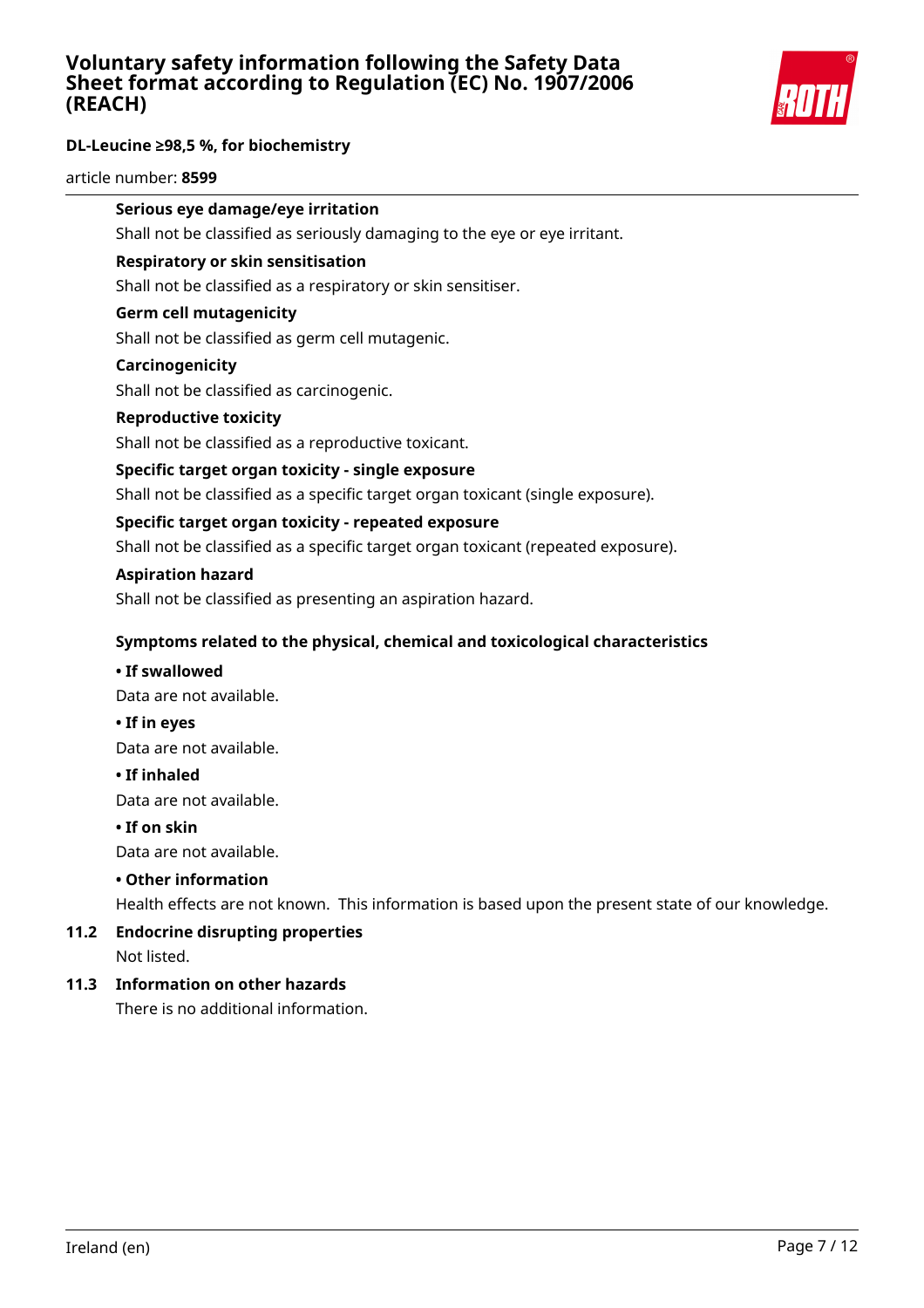**Serious eye damage/eye irritation**

Shall not be classified as seriously damaging to the eye or eye irritant.

**Respiratory or skin sensitisation**

Shall not be classified as a respiratory or skin sensitiser.

**Germ cell mutagenicity**

Shall not be classified as germ cell mutagenic.

**Carcinogenicity**

Shall not be classified as carcinogenic.

**Reproductive toxicity**

Shall not be classified as a reproductive toxicant.

**Specific target organ toxicity - single exposure**

Shall not be classified as a specific target organ toxicant (single exposure).

**Specific target organ toxicity - repeated exposure**

Shall not be classified as a specific target organ toxicant (repeated exposure).

**Aspiration hazard**

Shall not be classified as presenting an aspiration hazard.

**Symptoms related to the physical, chemical and toxicological characteristics**

**• If swallowed**

Data are not available.

**• If in eyes**

Data are not available.

**• If inhaled**

Data are not available.

**• If on skin**

Data are not available.

**• Other information**

Health effects are not known. This information is based upon the present state of our knowledge.

## 11.2 Endocrine disrupting properties

Not listed.

## 11.3 Information on other hazards

There is no additional information.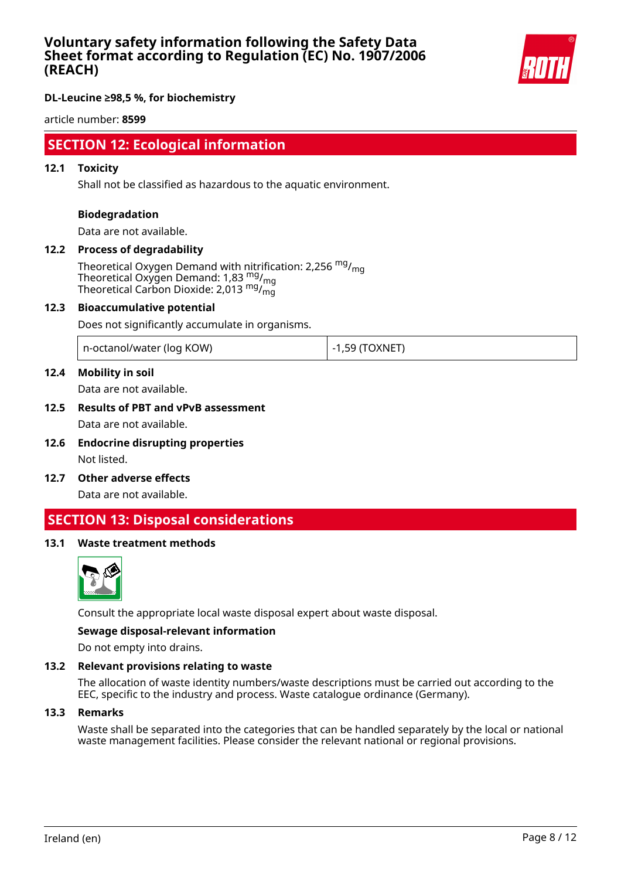## SECTION 12: Ecological information

### 12.1 Toxicity

Shall not be classified as hazardous to the aquatic environment.

**Biodegradation**

Data are not available.

### 12.2 Process of degradability

Theoretical Oxygen Demand with nitrification: 2,256 $^{mg}/_{mg}$
Theoretical Oxygen Demand: 1,83 $^{mg}/_{mg}$
Theoretical Carbon Dioxide: 2,013 $^{mg}/_{mg}$

### 12.3 Bioaccumulative potential

Does not significantly accumulate in organisms.

| n-octanol/water (log KOW) | -1,59 (TOXNET) |
|---|---|

### 12.4 Mobility in soil

Data are not available.

### 12.5 Results of PBT and vPvB assessment

Data are not available.

### 12.6 Endocrine disrupting properties

Not listed.

### 12.7 Other adverse effects

Data are not available.

## SECTION 13: Disposal considerations

### 13.1 Waste treatment methods

Consult the appropriate local waste disposal expert about waste disposal.

**Sewage disposal-relevant information**

Do not empty into drains.

### 13.2 Relevant provisions relating to waste

The allocation of waste identity numbers/waste descriptions must be carried out according to the EEC, specific to the industry and process. Waste catalogue ordinance (Germany).

### 13.3 Remarks

Waste shall be separated into the categories that can be handled separately by the local or national waste management facilities. Please consider the relevant national or regional provisions.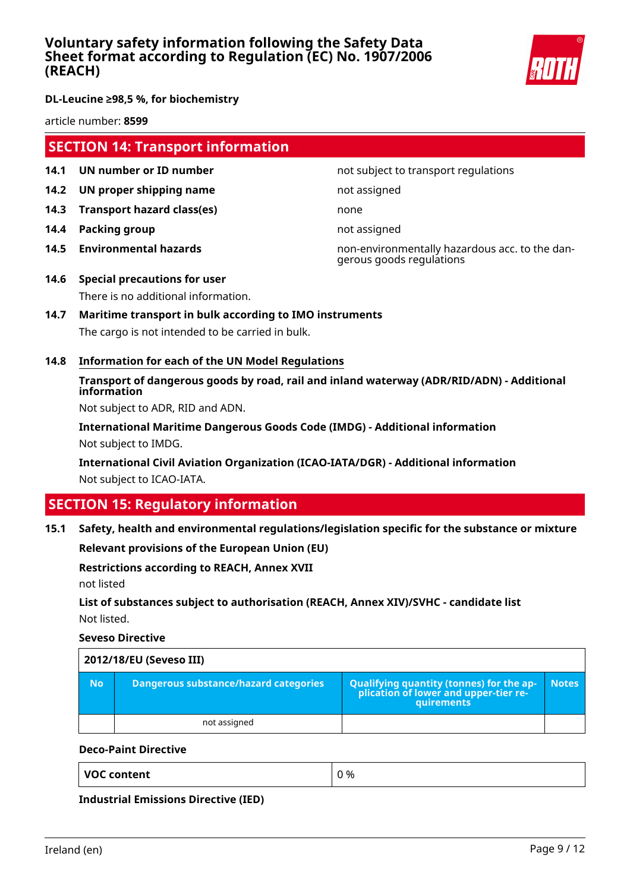## SECTION 14: Transport information

**14.1 UN number or ID number** — not subject to transport regulations

**14.2 UN proper shipping name** — not assigned

**14.3 Transport hazard class(es)** — none

**14.4 Packing group** — not assigned

**14.5 Environmental hazards** — non-environmentally hazardous acc. to the dangerous goods regulations

**14.6 Special precautions for user**

There is no additional information.

**14.7 Maritime transport in bulk according to IMO instruments**

The cargo is not intended to be carried in bulk.

**14.8 Information for each of the UN Model Regulations**

**Transport of dangerous goods by road, rail and inland waterway (ADR/RID/ADN) - Additional information**

Not subject to ADR, RID and ADN.

**International Maritime Dangerous Goods Code (IMDG) - Additional information**

Not subject to IMDG.

**International Civil Aviation Organization (ICAO-IATA/DGR) - Additional information**

Not subject to ICAO-IATA.

## SECTION 15: Regulatory information

**15.1 Safety, health and environmental regulations/legislation specific for the substance or mixture**

**Relevant provisions of the European Union (EU)**

**Restrictions according to REACH, Annex XVII**

not listed

**List of substances subject to authorisation (REACH, Annex XIV)/SVHC - candidate list**

Not listed.

**Seveso Directive**

| 2012/18/EU (Seveso III) | | | |
|---|---|---|---|
| **No** | **Dangerous substance/hazard categories** | **Qualifying quantity (tonnes) for the application of lower and upper-tier requirements** | **Notes** |
| | not assigned | | |

**Deco-Paint Directive**

| VOC content | 0 % |
|---|---|

**Industrial Emissions Directive (IED)**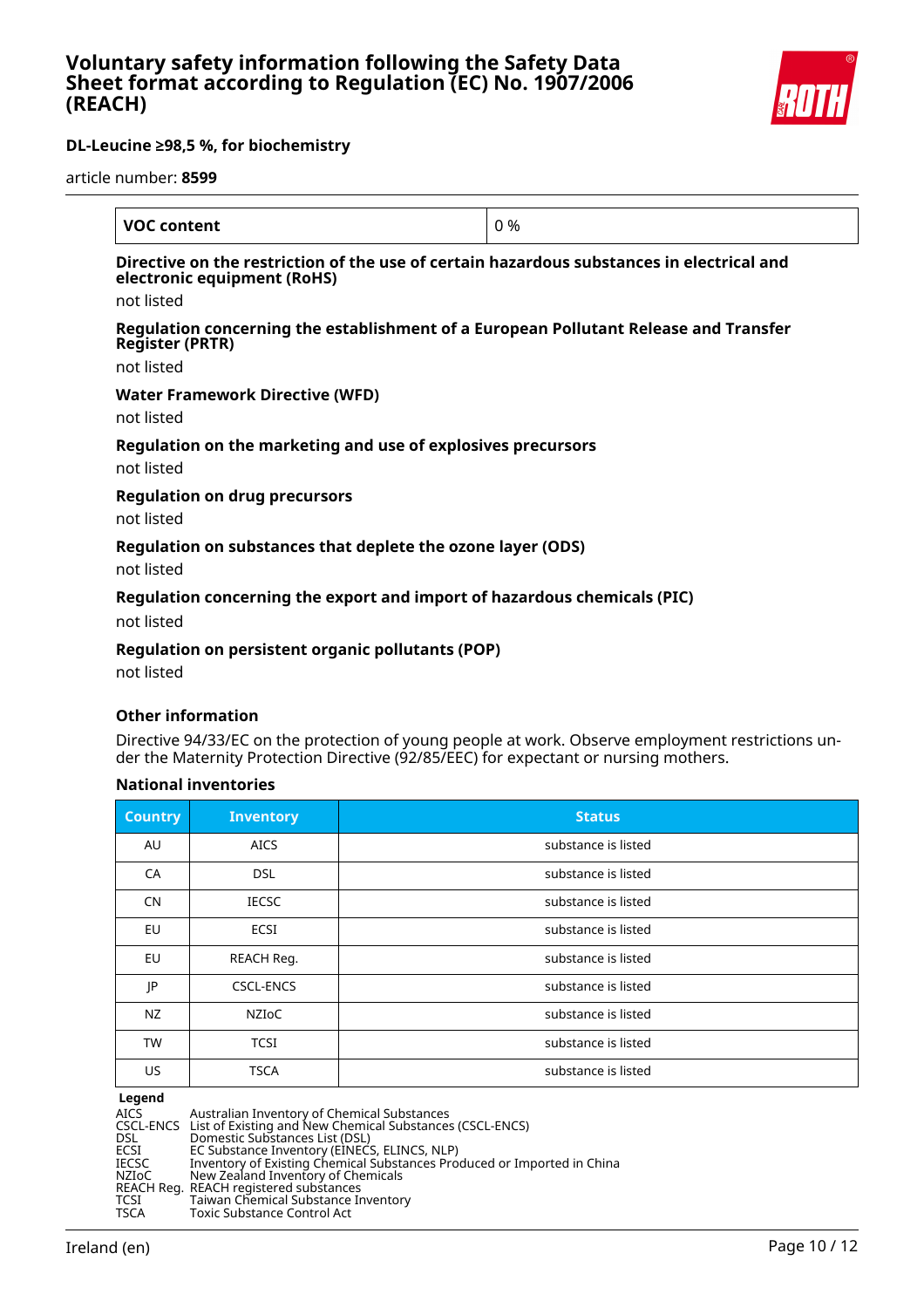| VOC content | 0 % |
|---|---|

**Directive on the restriction of the use of certain hazardous substances in electrical and electronic equipment (RoHS)**

not listed

**Regulation concerning the establishment of a European Pollutant Release and Transfer Register (PRTR)**

not listed

**Water Framework Directive (WFD)**

not listed

**Regulation on the marketing and use of explosives precursors**

not listed

**Regulation on drug precursors**

not listed

**Regulation on substances that deplete the ozone layer (ODS)**

not listed

**Regulation concerning the export and import of hazardous chemicals (PIC)**

not listed

**Regulation on persistent organic pollutants (POP)**

not listed

**Other information**

Directive 94/33/EC on the protection of young people at work. Observe employment restrictions under the Maternity Protection Directive (92/85/EEC) for expectant or nursing mothers.

**National inventories**

| Country | Inventory | Status |
|---|---|---|
| AU | AICS | substance is listed |
| CA | DSL | substance is listed |
| CN | IECSC | substance is listed |
| EU | ECSI | substance is listed |
| EU | REACH Reg. | substance is listed |
| JP | CSCL-ENCS | substance is listed |
| NZ | NZIoC | substance is listed |
| TW | TCSI | substance is listed |
| US | TSCA | substance is listed |

**Legend**

AICS Australian Inventory of Chemical Substances
CSCL-ENCS List of Existing and New Chemical Substances (CSCL-ENCS)
DSL Domestic Substances List (DSL)
ECSI EC Substance Inventory (EINECS, ELINCS, NLP)
IECSC Inventory of Existing Chemical Substances Produced or Imported in China
NZIoC New Zealand Inventory of Chemicals
REACH Reg. REACH registered substances
TCSI Taiwan Chemical Substance Inventory
TSCA Toxic Substance Control Act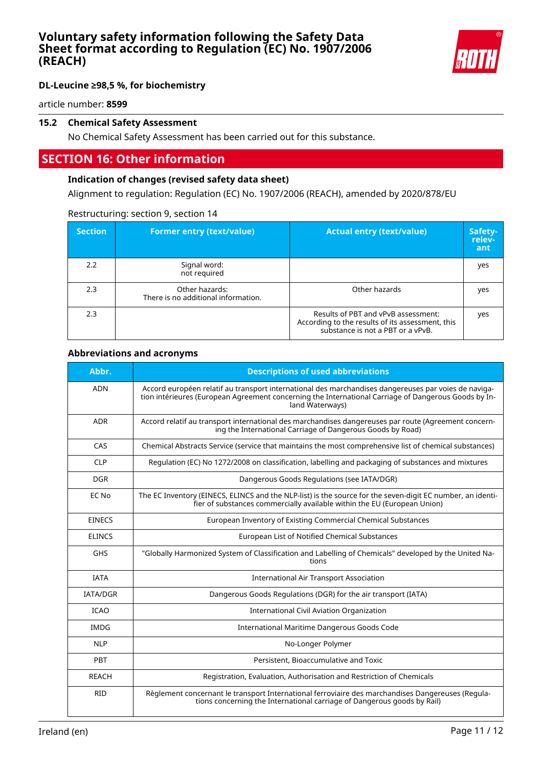### 15.2 Chemical Safety Assessment

No Chemical Safety Assessment has been carried out for this substance.

## SECTION 16: Other information

### Indication of changes (revised safety data sheet)

Alignment to regulation: Regulation (EC) No. 1907/2006 (REACH), amended by 2020/878/EU

Restructuring: section 9, section 14

| Section | Former entry (text/value) | Actual entry (text/value) | Safety-relevant |
|---|---|---|---|
| 2.2 | Signal word: not required | | yes |
| 2.3 | Other hazards: There is no additional information. | Other hazards | yes |
| 2.3 | | Results of PBT and vPvB assessment: According to the results of its assessment, this substance is not a PBT or a vPvB. | yes |

### Abbreviations and acronyms

| Abbr. | Descriptions of used abbreviations |
|---|---|
| ADN | Accord européen relatif au transport international des marchandises dangereuses par voies de navigation intérieures (European Agreement concerning the International Carriage of Dangerous Goods by Inland Waterways) |
| ADR | Accord relatif au transport international des marchandises dangereuses par route (Agreement concerning the International Carriage of Dangerous Goods by Road) |
| CAS | Chemical Abstracts Service (service that maintains the most comprehensive list of chemical substances) |
| CLP | Regulation (EC) No 1272/2008 on classification, labelling and packaging of substances and mixtures |
| DGR | Dangerous Goods Regulations (see IATA/DGR) |
| EC No | The EC Inventory (EINECS, ELINCS and the NLP-list) is the source for the seven-digit EC number, an identifier of substances commercially available within the EU (European Union) |
| EINECS | European Inventory of Existing Commercial Chemical Substances |
| ELINCS | European List of Notified Chemical Substances |
| GHS | "Globally Harmonized System of Classification and Labelling of Chemicals" developed by the United Nations |
| IATA | International Air Transport Association |
| IATA/DGR | Dangerous Goods Regulations (DGR) for the air transport (IATA) |
| ICAO | International Civil Aviation Organization |
| IMDG | International Maritime Dangerous Goods Code |
| NLP | No-Longer Polymer |
| PBT | Persistent, Bioaccumulative and Toxic |
| REACH | Registration, Evaluation, Authorisation and Restriction of Chemicals |
| RID | Règlement concernant le transport International ferroviaire des marchandises Dangereuses (Regulations concerning the International carriage of Dangerous goods by Rail) |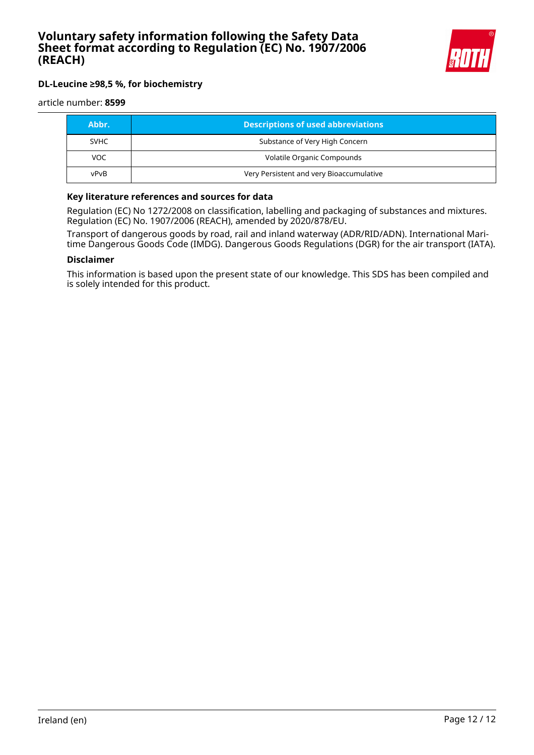| Abbr. | Descriptions of used abbreviations |
|---|---|
| SVHC | Substance of Very High Concern |
| VOC | Volatile Organic Compounds |
| vPvB | Very Persistent and very Bioaccumulative |

### Key literature references and sources for data

Regulation (EC) No 1272/2008 on classification, labelling and packaging of substances and mixtures. Regulation (EC) No. 1907/2006 (REACH), amended by 2020/878/EU.

Transport of dangerous goods by road, rail and inland waterway (ADR/RID/ADN). International Maritime Dangerous Goods Code (IMDG). Dangerous Goods Regulations (DGR) for the air transport (IATA).

### Disclaimer

This information is based upon the present state of our knowledge. This SDS has been compiled and is solely intended for this product.